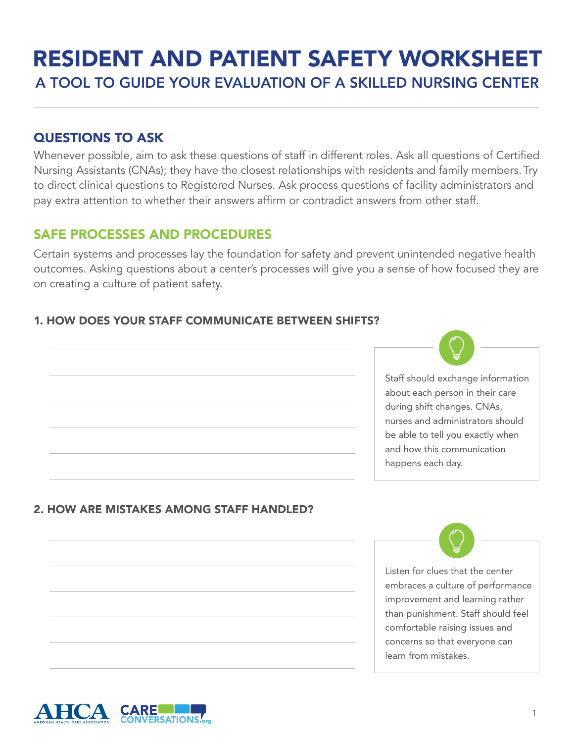# RESIDENT AND PATIENT SAFETY WORKSHEET

## A TOOL TO GUIDE YOUR EVALUATION OF A SKILLED NURSING CENTER

## QUESTIONS TO ASK

Whenever possible, aim to ask these questions of staff in different roles. Ask all questions of Certified Nursing Assistants (CNAs); they have the closest relationships with residents and family members. Try to direct clinical questions to Registered Nurses. Ask process questions of facility administrators and pay extra attention to whether their answers affirm or contradict answers from other staff.

## SAFE PROCESSES AND PROCEDURES

Certain systems and processes lay the foundation for safety and prevent unintended negative health outcomes. Asking questions about a center's processes will give you a sense of how focused they are on creating a culture of patient safety.

### 1. HOW DOES YOUR STAFF COMMUNICATE BETWEEN SHIFTS?

Staff should exchange information about each person in their care during shift changes. CNAs, nurses and administrators should be able to tell you exactly when and how this communication happens each day.

### 2. HOW ARE MISTAKES AMONG STAFF HANDLED?

Listen for clues that the center embraces a culture of performance improvement and learning rather than punishment. Staff should feel comfortable raising issues and concerns so that everyone can learn from mistakes.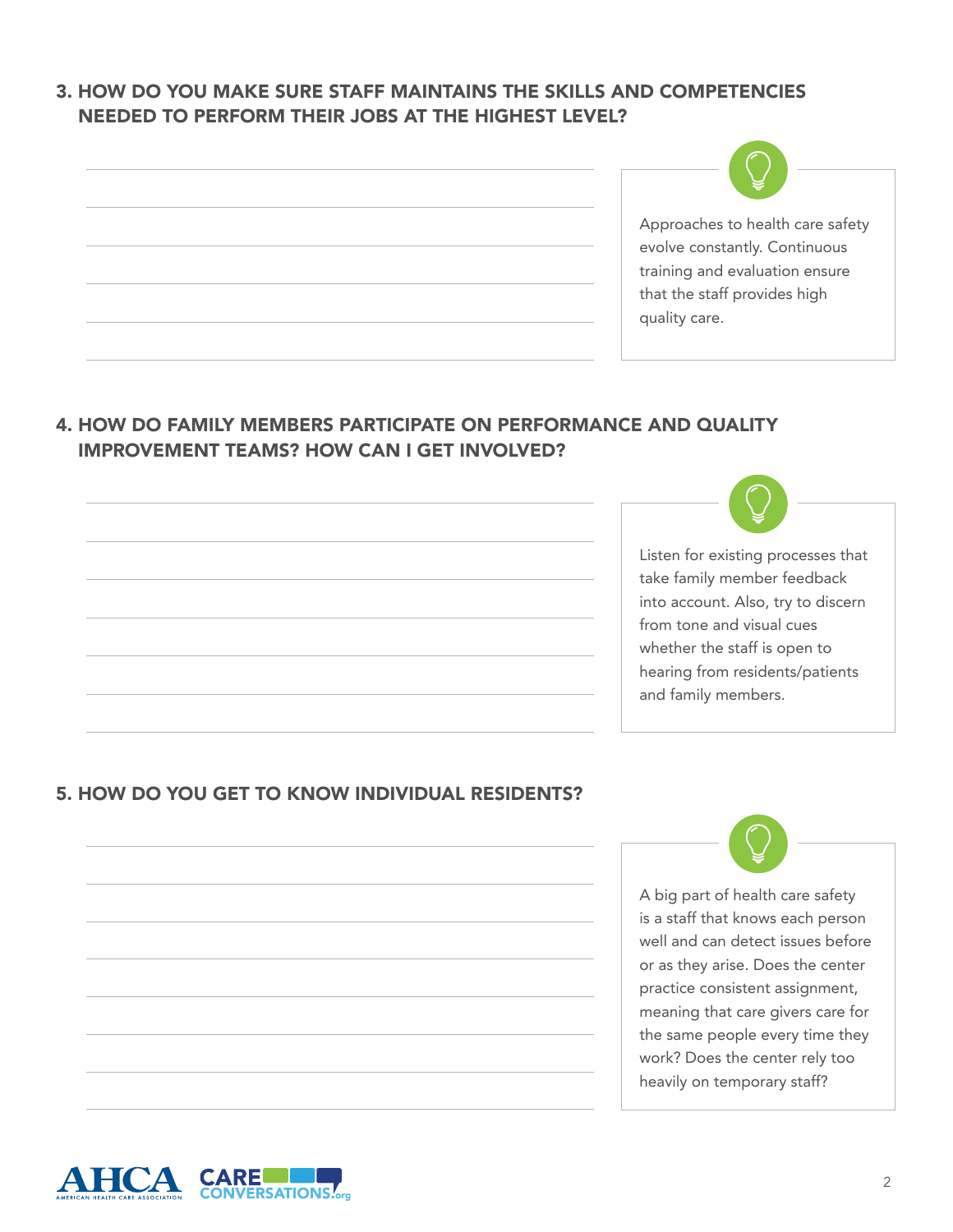## 3. HOW DO YOU MAKE SURE STAFF MAINTAINS THE SKILLS AND COMPETENCIES NEEDED TO PERFORM THEIR JOBS AT THE HIGHEST LEVEL?

Approaches to health care safety evolve constantly. Continuous training and evaluation ensure that the staff provides high quality care.

## 4. HOW DO FAMILY MEMBERS PARTICIPATE ON PERFORMANCE AND QUALITY IMPROVEMENT TEAMS? HOW CAN I GET INVOLVED?

Listen for existing processes that take family member feedback into account. Also, try to discern from tone and visual cues whether the staff is open to hearing from residents/patients and family members.

## 5. HOW DO YOU GET TO KNOW INDIVIDUAL RESIDENTS?

A big part of health care safety is a staff that knows each person well and can detect issues before or as they arise. Does the center practice consistent assignment, meaning that care givers care for the same people every time they work? Does the center rely too heavily on temporary staff?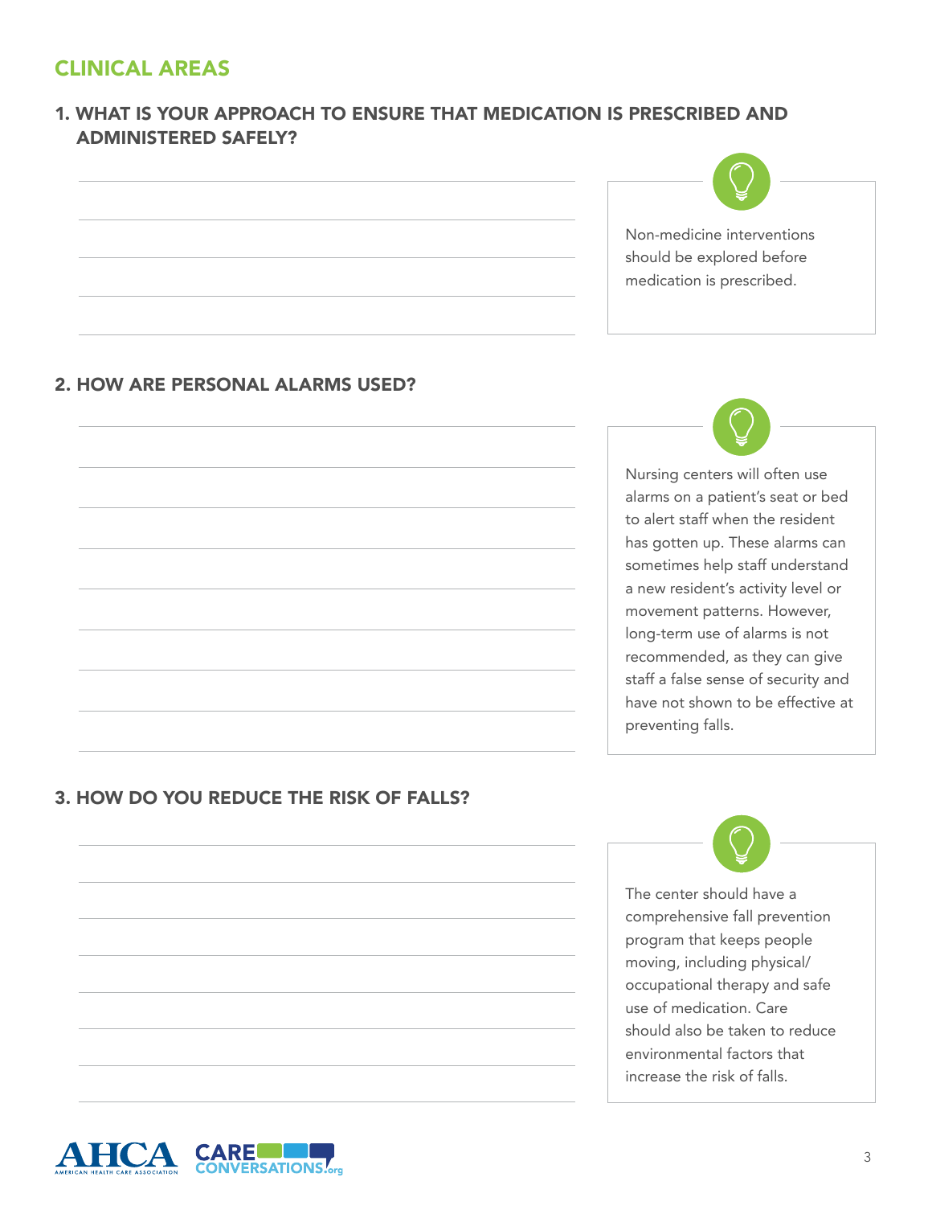## CLINICAL AREAS

### 1. WHAT IS YOUR APPROACH TO ENSURE THAT MEDICATION IS PRESCRIBED AND ADMINISTERED SAFELY?

Non-medicine interventions should be explored before medication is prescribed.

### 2. HOW ARE PERSONAL ALARMS USED?

Nursing centers will often use alarms on a patient's seat or bed to alert staff when the resident has gotten up. These alarms can sometimes help staff understand a new resident's activity level or movement patterns. However, long-term use of alarms is not recommended, as they can give staff a false sense of security and have not shown to be effective at preventing falls.

### 3. HOW DO YOU REDUCE THE RISK OF FALLS?

The center should have a comprehensive fall prevention program that keeps people moving, including physical/occupational therapy and safe use of medication. Care should also be taken to reduce environmental factors that increase the risk of falls.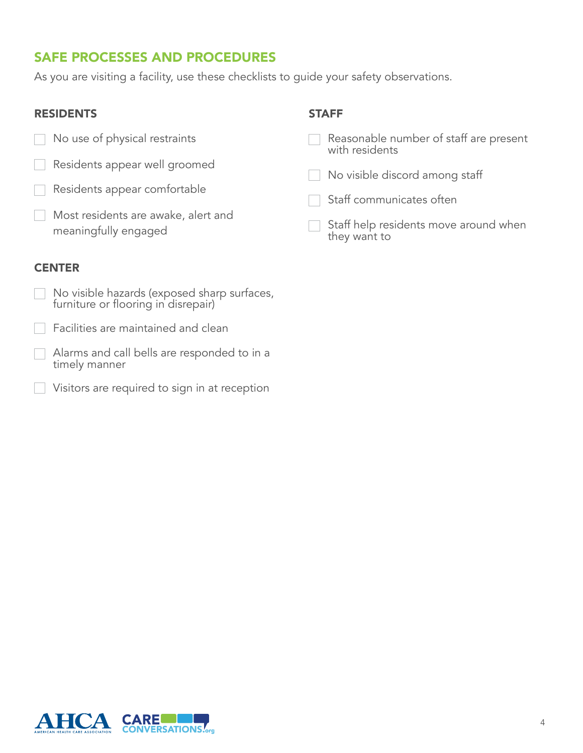## SAFE PROCESSES AND PROCEDURES

As you are visiting a facility, use these checklists to guide your safety observations.

### RESIDENTS

- [ ] No use of physical restraints
- [ ] Residents appear well groomed
- [ ] Residents appear comfortable
- [ ] Most residents are awake, alert and meaningfully engaged

### CENTER

- [ ] No visible hazards (exposed sharp surfaces, furniture or flooring in disrepair)
- [ ] Facilities are maintained and clean
- [ ] Alarms and call bells are responded to in a timely manner
- [ ] Visitors are required to sign in at reception

### STAFF

- [ ] Reasonable number of staff are present with residents
- [ ] No visible discord among staff
- [ ] Staff communicates often
- [ ] Staff help residents move around when they want to